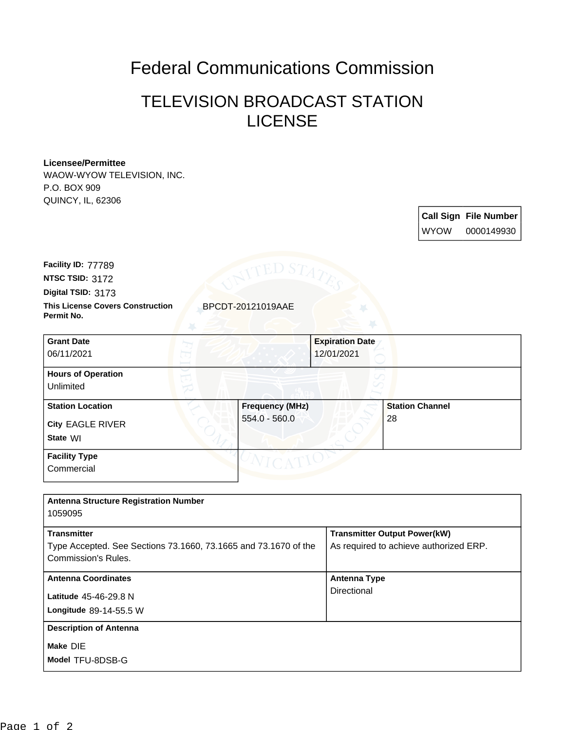# Federal Communications Commission

## TELEVISION BROADCAST STATION LICENSE

**Licensee/Permittee**
WAOW-WYOW TELEVISION, INC.
P.O. BOX 909
QUINCY, IL, 62306

| Call Sign | File Number |
|---|---|
| WYOW | 0000149930 |

**Facility ID:** 77789
**NTSC TSID:** 3172
**Digital TSID:** 3173
**This License Covers Construction Permit No.** BPCDT-20121019AAE

| Grant Date | Expiration Date |
|---|---|
| 06/11/2021 | 12/01/2021 |

**Hours of Operation**
Unlimited

| Station Location | Frequency (MHz) | Station Channel |
|---|---|---|
| City EAGLE RIVER<br>State WI | 554.0 - 560.0 | 28 |

**Facility Type**
Commercial

**Antenna Structure Registration Number**
1059095

| Transmitter | Transmitter Output Power(kW) |
|---|---|
| Type Accepted. See Sections 73.1660, 73.1665 and 73.1670 of the Commission's Rules. | As required to achieve authorized ERP. |

| Antenna Coordinates | Antenna Type |
|---|---|
| Latitude 45-46-29.8 N<br>Longitude 89-14-55.5 W | Directional |

**Description of Antenna**
Make DIE
Model TFU-8DSB-G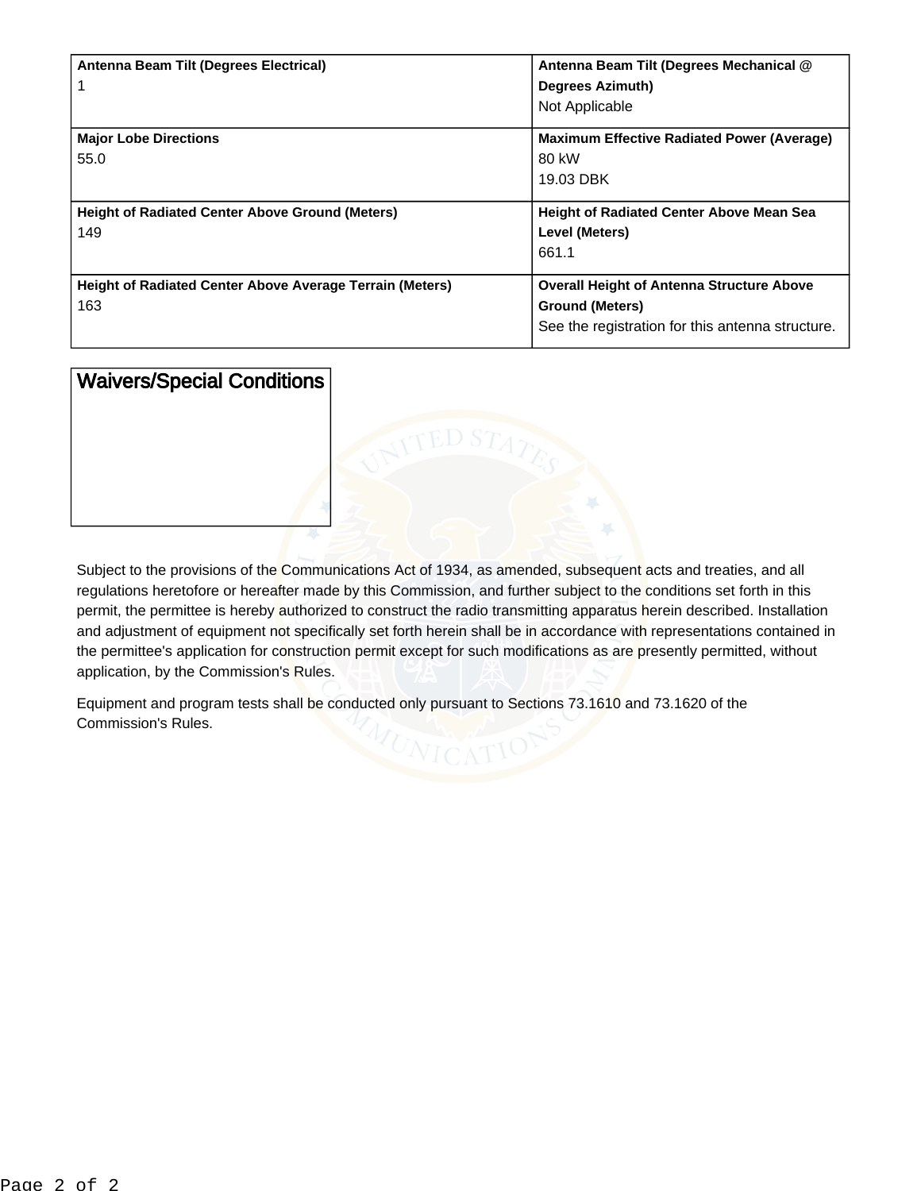| | |
|---|---|
| **Antenna Beam Tilt (Degrees Electrical)**<br>1 | **Antenna Beam Tilt (Degrees Mechanical @ Degrees Azimuth)**<br>Not Applicable |
| **Major Lobe Directions**<br>55.0 | **Maximum Effective Radiated Power (Average)**<br>80 kW<br>19.03 DBK |
| **Height of Radiated Center Above Ground (Meters)**<br>149 | **Height of Radiated Center Above Mean Sea Level (Meters)**<br>661.1 |
| **Height of Radiated Center Above Average Terrain (Meters)**<br>163 | **Overall Height of Antenna Structure Above Ground (Meters)**<br>See the registration for this antenna structure. |

## Waivers/Special Conditions

Subject to the provisions of the Communications Act of 1934, as amended, subsequent acts and treaties, and all regulations heretofore or hereafter made by this Commission, and further subject to the conditions set forth in this permit, the permittee is hereby authorized to construct the radio transmitting apparatus herein described. Installation and adjustment of equipment not specifically set forth herein shall be in accordance with representations contained in the permittee's application for construction permit except for such modifications as are presently permitted, without application, by the Commission's Rules.

Equipment and program tests shall be conducted only pursuant to Sections 73.1610 and 73.1620 of the Commission's Rules.